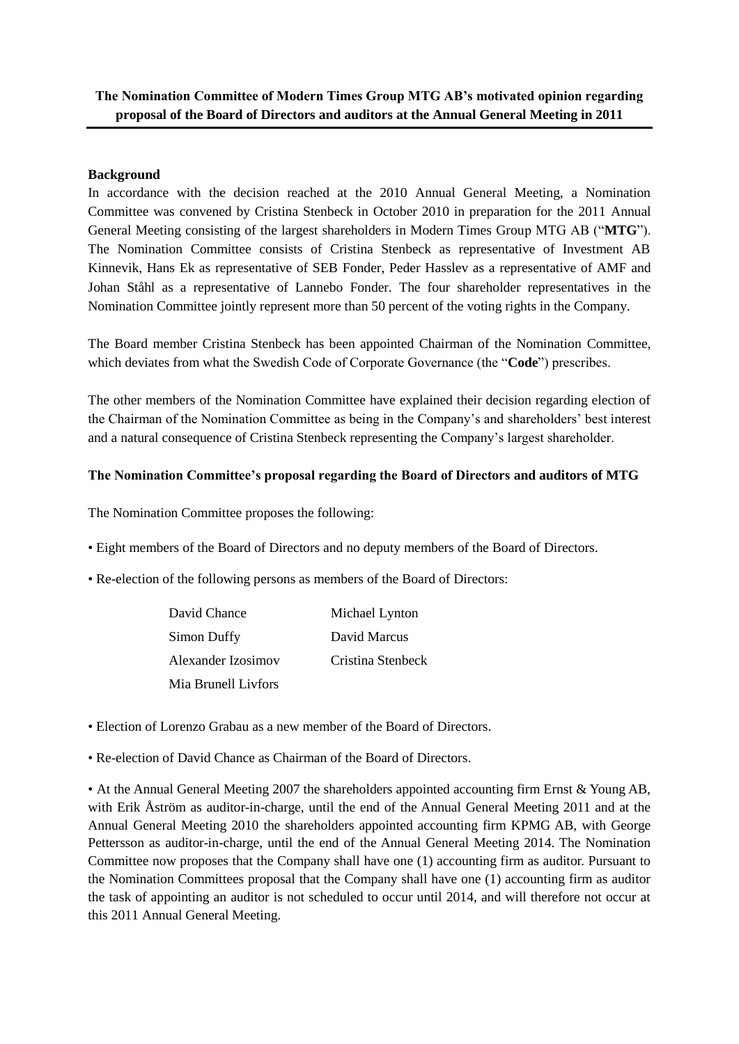**The Nomination Committee of Modern Times Group MTG AB's motivated opinion regarding proposal of the Board of Directors and auditors at the Annual General Meeting in 2011**

**Background**

In accordance with the decision reached at the 2010 Annual General Meeting, a Nomination Committee was convened by Cristina Stenbeck in October 2010 in preparation for the 2011 Annual General Meeting consisting of the largest shareholders in Modern Times Group MTG AB ("**MTG**"). The Nomination Committee consists of Cristina Stenbeck as representative of Investment AB Kinnevik, Hans Ek as representative of SEB Fonder, Peder Hasslev as a representative of AMF and Johan Ståhl as a representative of Lannebo Fonder. The four shareholder representatives in the Nomination Committee jointly represent more than 50 percent of the voting rights in the Company.

The Board member Cristina Stenbeck has been appointed Chairman of the Nomination Committee, which deviates from what the Swedish Code of Corporate Governance (the "**Code**") prescribes.

The other members of the Nomination Committee have explained their decision regarding election of the Chairman of the Nomination Committee as being in the Company's and shareholders' best interest and a natural consequence of Cristina Stenbeck representing the Company's largest shareholder.

**The Nomination Committee's proposal regarding the Board of Directors and auditors of MTG**

The Nomination Committee proposes the following:

• Eight members of the Board of Directors and no deputy members of the Board of Directors.

• Re-election of the following persons as members of the Board of Directors:

| | |
|---|---|
| David Chance | Michael Lynton |
| Simon Duffy | David Marcus |
| Alexander Izosimov | Cristina Stenbeck |
| Mia Brunell Livfors | |

• Election of Lorenzo Grabau as a new member of the Board of Directors.

• Re-election of David Chance as Chairman of the Board of Directors.

• At the Annual General Meeting 2007 the shareholders appointed accounting firm Ernst & Young AB, with Erik Åström as auditor-in-charge, until the end of the Annual General Meeting 2011 and at the Annual General Meeting 2010 the shareholders appointed accounting firm KPMG AB, with George Pettersson as auditor-in-charge, until the end of the Annual General Meeting 2014. The Nomination Committee now proposes that the Company shall have one (1) accounting firm as auditor. Pursuant to the Nomination Committees proposal that the Company shall have one (1) accounting firm as auditor the task of appointing an auditor is not scheduled to occur until 2014, and will therefore not occur at this 2011 Annual General Meeting.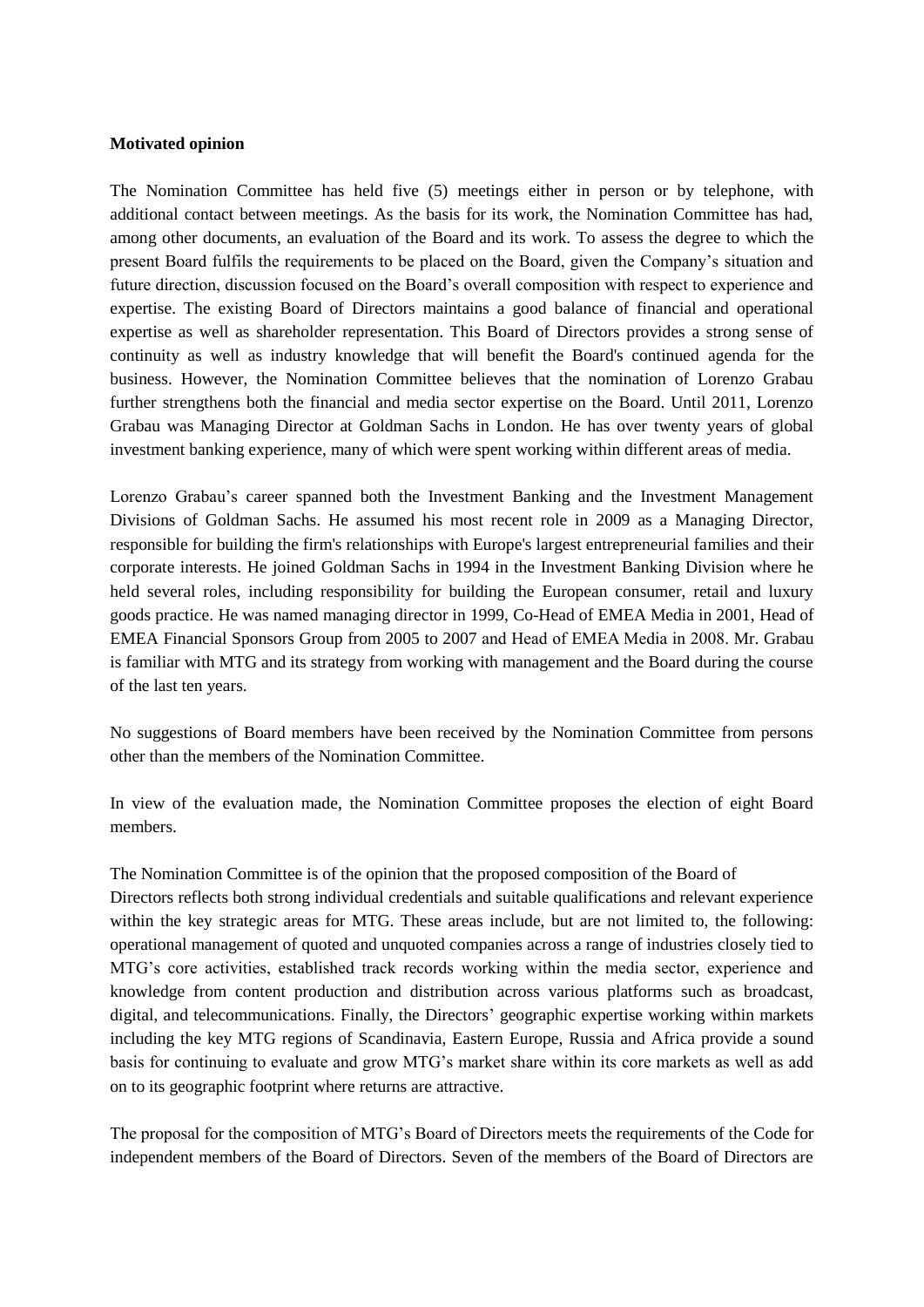**Motivated opinion**

The Nomination Committee has held five (5) meetings either in person or by telephone, with additional contact between meetings. As the basis for its work, the Nomination Committee has had, among other documents, an evaluation of the Board and its work. To assess the degree to which the present Board fulfils the requirements to be placed on the Board, given the Company's situation and future direction, discussion focused on the Board's overall composition with respect to experience and expertise. The existing Board of Directors maintains a good balance of financial and operational expertise as well as shareholder representation. This Board of Directors provides a strong sense of continuity as well as industry knowledge that will benefit the Board's continued agenda for the business. However, the Nomination Committee believes that the nomination of Lorenzo Grabau further strengthens both the financial and media sector expertise on the Board. Until 2011, Lorenzo Grabau was Managing Director at Goldman Sachs in London. He has over twenty years of global investment banking experience, many of which were spent working within different areas of media.

Lorenzo Grabau's career spanned both the Investment Banking and the Investment Management Divisions of Goldman Sachs. He assumed his most recent role in 2009 as a Managing Director, responsible for building the firm's relationships with Europe's largest entrepreneurial families and their corporate interests. He joined Goldman Sachs in 1994 in the Investment Banking Division where he held several roles, including responsibility for building the European consumer, retail and luxury goods practice. He was named managing director in 1999, Co-Head of EMEA Media in 2001, Head of EMEA Financial Sponsors Group from 2005 to 2007 and Head of EMEA Media in 2008. Mr. Grabau is familiar with MTG and its strategy from working with management and the Board during the course of the last ten years.

No suggestions of Board members have been received by the Nomination Committee from persons other than the members of the Nomination Committee.

In view of the evaluation made, the Nomination Committee proposes the election of eight Board members.

The Nomination Committee is of the opinion that the proposed composition of the Board of Directors reflects both strong individual credentials and suitable qualifications and relevant experience within the key strategic areas for MTG. These areas include, but are not limited to, the following: operational management of quoted and unquoted companies across a range of industries closely tied to MTG's core activities, established track records working within the media sector, experience and knowledge from content production and distribution across various platforms such as broadcast, digital, and telecommunications. Finally, the Directors' geographic expertise working within markets including the key MTG regions of Scandinavia, Eastern Europe, Russia and Africa provide a sound basis for continuing to evaluate and grow MTG's market share within its core markets as well as add on to its geographic footprint where returns are attractive.

The proposal for the composition of MTG's Board of Directors meets the requirements of the Code for independent members of the Board of Directors. Seven of the members of the Board of Directors are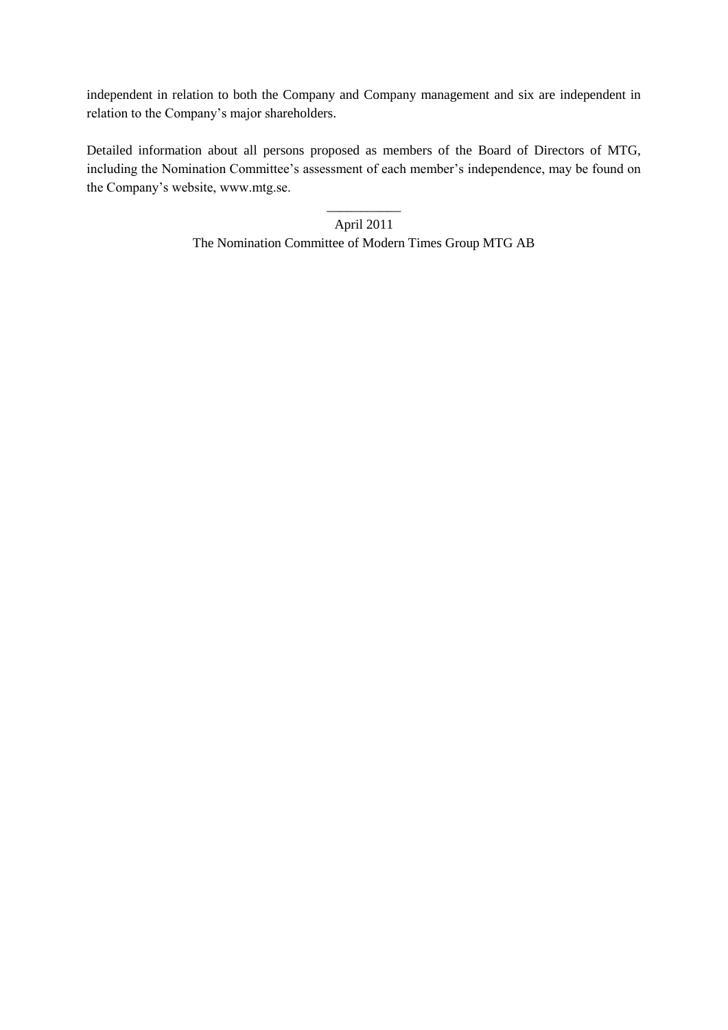independent in relation to both the Company and Company management and six are independent in relation to the Company's major shareholders.

Detailed information about all persons proposed as members of the Board of Directors of MTG, including the Nomination Committee's assessment of each member's independence, may be found on the Company's website, www.mtg.se.

\_\_\_\_\_\_\_\_\_\_\_

April 2011

The Nomination Committee of Modern Times Group MTG AB